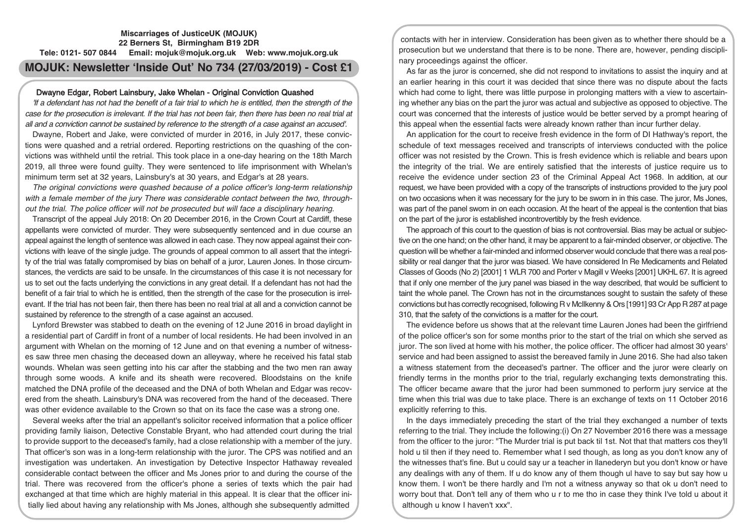**Miscarriages of JusticeUK (MOJUK)**
**22 Berners St, Birmingham B19 2DR**
**Tele: 0121- 507 0844 Email: mojuk@mojuk.org.uk Web: www.mojuk.org.uk**

# MOJUK: Newsletter 'Inside Out' No 734 (27/03/2019) - Cost £1

## Dwayne Edgar, Robert Lainsbury, Jake Whelan - Original Conviction Quashed

*'If a defendant has not had the benefit of a fair trial to which he is entitled, then the strength of the case for the prosecution is irrelevant. If the trial has not been fair, then there has been no real trial at all and a conviction cannot be sustained by reference to the strength of a case against an accused'.*

Dwayne, Robert and Jake, were convicted of murder in 2016, in July 2017, these convictions were quashed and a retrial ordered. Reporting restrictions on the quashing of the convictions was withheld until the retrial. This took place in a one-day hearing on the 18th March 2019, all three were found guilty. They were sentenced to life imprisonment with Whelan's minimum term set at 32 years, Lainsbury's at 30 years, and Edgar's at 28 years.

*The original convictions were quashed because of a police officer's long-term relationship with a female member of the jury There was considerable contact between the two, throughout the trial. The police officer will not be prosecuted but will face a disciplinary hearing.*

Transcript of the appeal July 2018: On 20 December 2016, in the Crown Court at Cardiff, these appellants were convicted of murder. They were subsequently sentenced and in due course an appeal against the length of sentence was allowed in each case. They now appeal against their convictions with leave of the single judge. The grounds of appeal common to all assert that the integrity of the trial was fatally compromised by bias on behalf of a juror, Lauren Jones. In those circumstances, the verdicts are said to be unsafe. In the circumstances of this case it is not necessary for us to set out the facts underlying the convictions in any great detail. If a defendant has not had the benefit of a fair trial to which he is entitled, then the strength of the case for the prosecution is irrelevant. If the trial has not been fair, then there has been no real trial at all and a conviction cannot be sustained by reference to the strength of a case against an accused.

Lynford Brewster was stabbed to death on the evening of 12 June 2016 in broad daylight in a residential part of Cardiff in front of a number of local residents. He had been involved in an argument with Whelan on the morning of 12 June and on that evening a number of witnesses saw three men chasing the deceased down an alleyway, where he received his fatal stab wounds. Whelan was seen getting into his car after the stabbing and the two men ran away through some woods. A knife and its sheath were recovered. Bloodstains on the knife matched the DNA profile of the deceased and the DNA of both Whelan and Edgar was recovered from the sheath. Lainsbury's DNA was recovered from the hand of the deceased. There was other evidence available to the Crown so that on its face the case was a strong one.

Several weeks after the trial an appellant's solicitor received information that a police officer providing family liaison, Detective Constable Bryant, who had attended court during the trial to provide support to the deceased's family, had a close relationship with a member of the jury. That officer's son was in a long-term relationship with the juror. The CPS was notified and an investigation was undertaken. An investigation by Detective Inspector Hathaway revealed considerable contact between the officer and Ms Jones prior to and during the course of the trial. There was recovered from the officer's phone a series of texts which the pair had exchanged at that time which are highly material in this appeal. It is clear that the officer initially lied about having any relationship with Ms Jones, although she subsequently admitted contacts with her in interview. Consideration has been given as to whether there should be a prosecution but we understand that there is to be none. There are, however, pending disciplinary proceedings against the officer.

As far as the juror is concerned, she did not respond to invitations to assist the inquiry and at an earlier hearing in this court it was decided that since there was no dispute about the facts which had come to light, there was little purpose in prolonging matters with a view to ascertaining whether any bias on the part the juror was actual and subjective as opposed to objective. The court was concerned that the interests of justice would be better served by a prompt hearing of this appeal when the essential facts were already known rather than incur further delay.

An application for the court to receive fresh evidence in the form of DI Hathway's report, the schedule of text messages received and transcripts of interviews conducted with the police officer was not resisted by the Crown. This is fresh evidence which is reliable and bears upon the integrity of the trial. We are entirely satisfied that the interests of justice require us to receive the evidence under section 23 of the Criminal Appeal Act 1968. In addition, at our request, we have been provided with a copy of the transcripts of instructions provided to the jury pool on two occasions when it was necessary for the jury to be sworn in in this case. The juror, Ms Jones, was part of the panel sworn in on each occasion. At the heart of the appeal is the contention that bias on the part of the juror is established incontrovertibly by the fresh evidence.

The approach of this court to the question of bias is not controversial. Bias may be actual or subjective on the one hand; on the other hand, it may be apparent to a fair-minded observer, or objective. The question will be whether a fair-minded and informed observer would conclude that there was a real possibility or real danger that the juror was biased. We have considered In Re Medicaments and Related Classes of Goods (No 2) [2001] 1 WLR 700 and Porter v Magill v Weeks [2001] UKHL 67. It is agreed that if only one member of the jury panel was biased in the way described, that would be sufficient to taint the whole panel. The Crown has not in the circumstances sought to sustain the safety of these convictions but has correctly recognised, following R v McIlkenny & Ors [1991] 93 Cr App R 287 at page 310, that the safety of the convictions is a matter for the court.

The evidence before us shows that at the relevant time Lauren Jones had been the girlfriend of the police officer's son for some months prior to the start of the trial on which she served as juror. The son lived at home with his mother, the police officer. The officer had almost 30 years' service and had been assigned to assist the bereaved family in June 2016. She had also taken a witness statement from the deceased's partner. The officer and the juror were clearly on friendly terms in the months prior to the trial, regularly exchanging texts demonstrating this. The officer became aware that the juror had been summoned to perform jury service at the time when this trial was due to take place. There is an exchange of texts on 11 October 2016 explicitly referring to this.

In the days immediately preceding the start of the trial they exchanged a number of texts referring to the trial. They include the following:(i) On 27 November 2016 there was a message from the officer to the juror: "The Murder trial is put back til 1st. Not that that matters cos they'll hold u til then if they need to. Remember what I sed though, as long as you don't know any of the witnesses that's fine. But u could say ur a teacher in llanederyn but you don't know or have any dealings with any of them. If u do know any of them though ul have to say but say how u know them. I won't be there hardly and I'm not a witness anyway so that ok u don't need to worry bout that. Don't tell any of them who u r to me tho in case they think I've told u about it although u know I haven't xxx".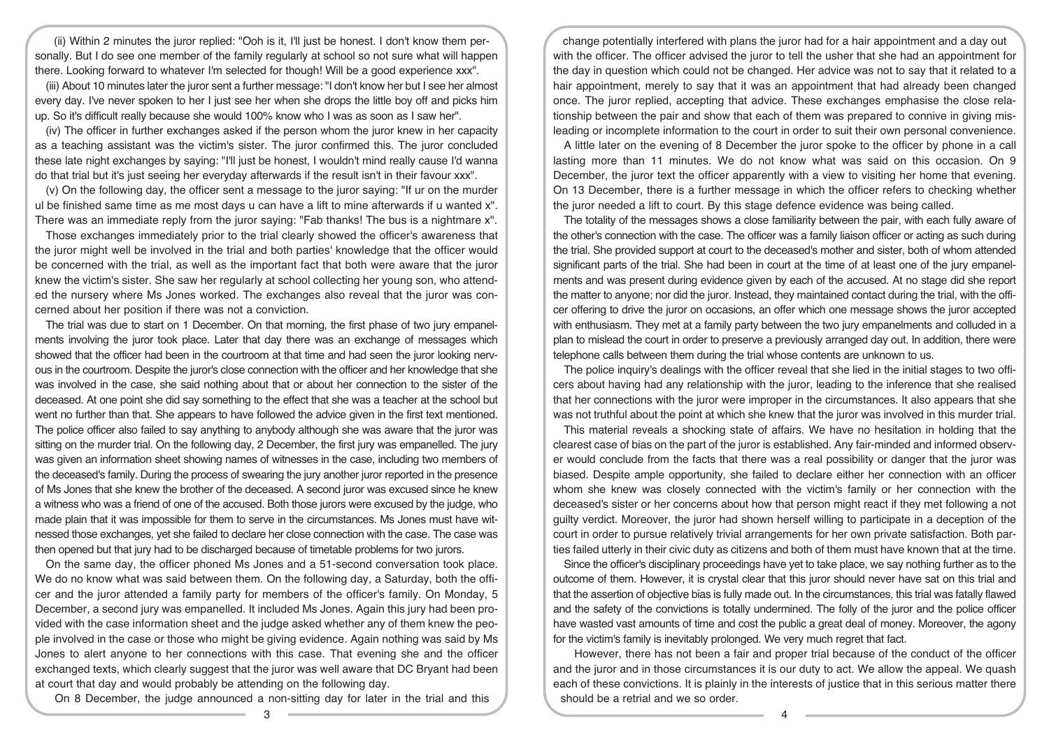(ii) Within 2 minutes the juror replied: "Ooh is it, I'll just be honest. I don't know them personally. But I do see one member of the family regularly at school so not sure what will happen there. Looking forward to whatever I'm selected for though! Will be a good experience xxx".

(iii) About 10 minutes later the juror sent a further message: "I don't know her but I see her almost every day. I've never spoken to her I just see her when she drops the little boy off and picks him up. So it's difficult really because she would 100% know who I was as soon as I saw her".

(iv) The officer in further exchanges asked if the person whom the juror knew in her capacity as a teaching assistant was the victim's sister. The juror confirmed this. The juror concluded these late night exchanges by saying: "I'll just be honest, I wouldn't mind really cause I'd wanna do that trial but it's just seeing her everyday afterwards if the result isn't in their favour xxx".

(v) On the following day, the officer sent a message to the juror saying: "If ur on the murder ul be finished same time as me most days u can have a lift to mine afterwards if u wanted x". There was an immediate reply from the juror saying: "Fab thanks! The bus is a nightmare x".

Those exchanges immediately prior to the trial clearly showed the officer's awareness that the juror might well be involved in the trial and both parties' knowledge that the officer would be concerned with the trial, as well as the important fact that both were aware that the juror knew the victim's sister. She saw her regularly at school collecting her young son, who attended the nursery where Ms Jones worked. The exchanges also reveal that the juror was concerned about her position if there was not a conviction.

The trial was due to start on 1 December. On that morning, the first phase of two jury empanelments involving the juror took place. Later that day there was an exchange of messages which showed that the officer had been in the courtroom at that time and had seen the juror looking nervous in the courtroom. Despite the juror's close connection with the officer and her knowledge that she was involved in the case, she said nothing about that or about her connection to the sister of the deceased. At one point she did say something to the effect that she was a teacher at the school but went no further than that. She appears to have followed the advice given in the first text mentioned. The police officer also failed to say anything to anybody although she was aware that the juror was sitting on the murder trial. On the following day, 2 December, the first jury was empanelled. The jury was given an information sheet showing names of witnesses in the case, including two members of the deceased's family. During the process of swearing the jury another juror reported in the presence of Ms Jones that she knew the brother of the deceased. A second juror was excused since he knew a witness who was a friend of one of the accused. Both those jurors were excused by the judge, who made plain that it was impossible for them to serve in the circumstances. Ms Jones must have witnessed those exchanges, yet she failed to declare her close connection with the case. The case was then opened but that jury had to be discharged because of timetable problems for two jurors.

On the same day, the officer phoned Ms Jones and a 51-second conversation took place. We do no know what was said between them. On the following day, a Saturday, both the officer and the juror attended a family party for members of the officer's family. On Monday, 5 December, a second jury was empanelled. It included Ms Jones. Again this jury had been provided with the case information sheet and the judge asked whether any of them knew the people involved in the case or those who might be giving evidence. Again nothing was said by Ms Jones to alert anyone to her connections with this case. That evening she and the officer exchanged texts, which clearly suggest that the juror was well aware that DC Bryant had been at court that day and would probably be attending on the following day.

On 8 December, the judge announced a non-sitting day for later in the trial and this change potentially interfered with plans the juror had for a hair appointment and a day out with the officer. The officer advised the juror to tell the usher that she had an appointment for the day in question which could not be changed. Her advice was not to say that it related to a hair appointment, merely to say that it was an appointment that had already been changed once. The juror replied, accepting that advice. These exchanges emphasise the close relationship between the pair and show that each of them was prepared to connive in giving misleading or incomplete information to the court in order to suit their own personal convenience.

A little later on the evening of 8 December the juror spoke to the officer by phone in a call lasting more than 11 minutes. We do not know what was said on this occasion. On 9 December, the juror text the officer apparently with a view to visiting her home that evening. On 13 December, there is a further message in which the officer refers to checking whether the juror needed a lift to court. By this stage defence evidence was being called.

The totality of the messages shows a close familiarity between the pair, with each fully aware of the other's connection with the case. The officer was a family liaison officer or acting as such during the trial. She provided support at court to the deceased's mother and sister, both of whom attended significant parts of the trial. She had been in court at the time of at least one of the jury empanelments and was present during evidence given by each of the accused. At no stage did she report the matter to anyone; nor did the juror. Instead, they maintained contact during the trial, with the officer offering to drive the juror on occasions, an offer which one message shows the juror accepted with enthusiasm. They met at a family party between the two jury empanelments and colluded in a plan to mislead the court in order to preserve a previously arranged day out. In addition, there were telephone calls between them during the trial whose contents are unknown to us.

The police inquiry's dealings with the officer reveal that she lied in the initial stages to two officers about having had any relationship with the juror, leading to the inference that she realised that her connections with the juror were improper in the circumstances. It also appears that she was not truthful about the point at which she knew that the juror was involved in this murder trial.

This material reveals a shocking state of affairs. We have no hesitation in holding that the clearest case of bias on the part of the juror is established. Any fair-minded and informed observer would conclude from the facts that there was a real possibility or danger that the juror was biased. Despite ample opportunity, she failed to declare either her connection with an officer whom she knew was closely connected with the victim's family or her connection with the deceased's sister or her concerns about how that person might react if they met following a not guilty verdict. Moreover, the juror had shown herself willing to participate in a deception of the court in order to pursue relatively trivial arrangements for her own private satisfaction. Both parties failed utterly in their civic duty as citizens and both of them must have known that at the time.

Since the officer's disciplinary proceedings have yet to take place, we say nothing further as to the outcome of them. However, it is crystal clear that this juror should never have sat on this trial and that the assertion of objective bias is fully made out. In the circumstances, this trial was fatally flawed and the safety of the convictions is totally undermined. The folly of the juror and the police officer have wasted vast amounts of time and cost the public a great deal of money. Moreover, the agony for the victim's family is inevitably prolonged. We very much regret that fact.

However, there has not been a fair and proper trial because of the conduct of the officer and the juror and in those circumstances it is our duty to act. We allow the appeal. We quash each of these convictions. It is plainly in the interests of justice that in this serious matter there should be a retrial and we so order.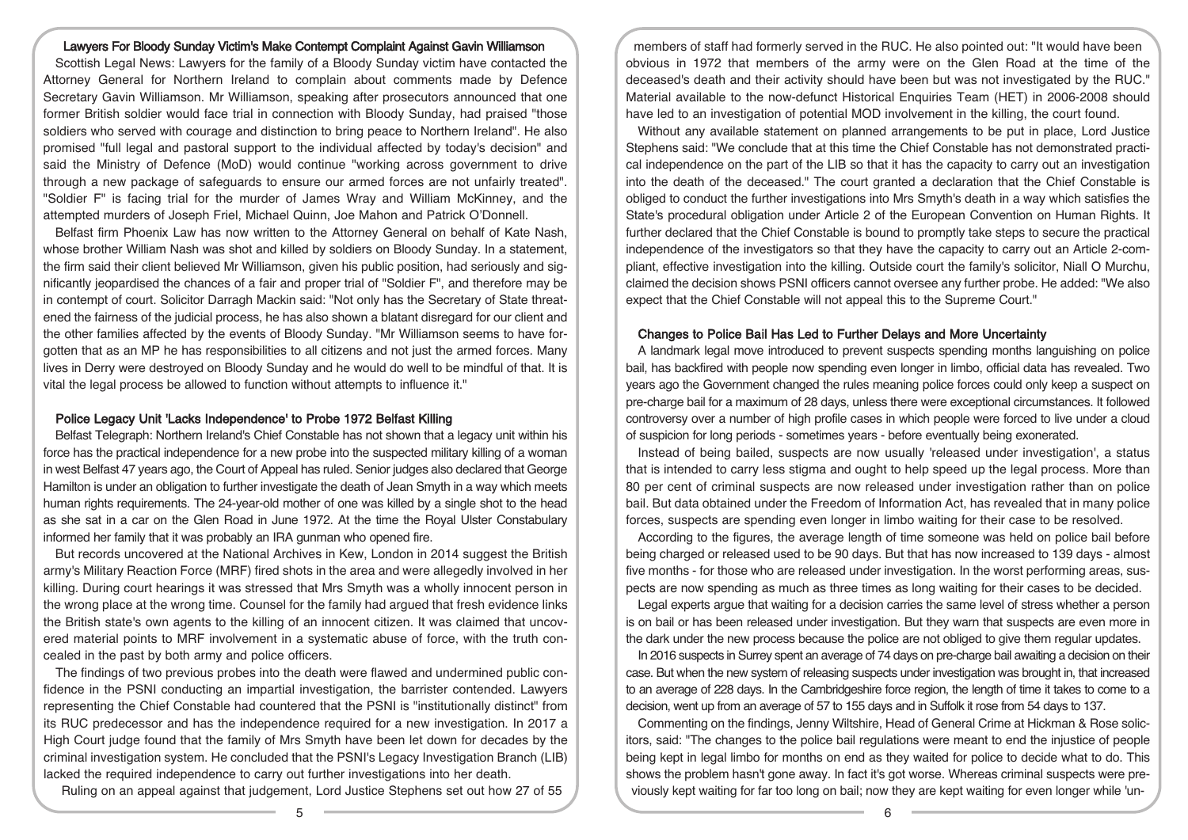## Lawyers For Bloody Sunday Victim's Make Contempt Complaint Against Gavin Williamson

Scottish Legal News: Lawyers for the family of a Bloody Sunday victim have contacted the Attorney General for Northern Ireland to complain about comments made by Defence Secretary Gavin Williamson. Mr Williamson, speaking after prosecutors announced that one former British soldier would face trial in connection with Bloody Sunday, had praised "those soldiers who served with courage and distinction to bring peace to Northern Ireland". He also promised "full legal and pastoral support to the individual affected by today's decision" and said the Ministry of Defence (MoD) would continue "working across government to drive through a new package of safeguards to ensure our armed forces are not unfairly treated". "Soldier F" is facing trial for the murder of James Wray and William McKinney, and the attempted murders of Joseph Friel, Michael Quinn, Joe Mahon and Patrick O'Donnell.

Belfast firm Phoenix Law has now written to the Attorney General on behalf of Kate Nash, whose brother William Nash was shot and killed by soldiers on Bloody Sunday. In a statement, the firm said their client believed Mr Williamson, given his public position, had seriously and significantly jeopardised the chances of a fair and proper trial of "Soldier F", and therefore may be in contempt of court. Solicitor Darragh Mackin said: "Not only has the Secretary of State threatened the fairness of the judicial process, he has also shown a blatant disregard for our client and the other families affected by the events of Bloody Sunday. "Mr Williamson seems to have forgotten that as an MP he has responsibilities to all citizens and not just the armed forces. Many lives in Derry were destroyed on Bloody Sunday and he would do well to be mindful of that. It is vital the legal process be allowed to function without attempts to influence it."

## Police Legacy Unit 'Lacks Independence' to Probe 1972 Belfast Killing

Belfast Telegraph: Northern Ireland's Chief Constable has not shown that a legacy unit within his force has the practical independence for a new probe into the suspected military killing of a woman in west Belfast 47 years ago, the Court of Appeal has ruled. Senior judges also declared that George Hamilton is under an obligation to further investigate the death of Jean Smyth in a way which meets human rights requirements. The 24-year-old mother of one was killed by a single shot to the head as she sat in a car on the Glen Road in June 1972. At the time the Royal Ulster Constabulary informed her family that it was probably an IRA gunman who opened fire.

But records uncovered at the National Archives in Kew, London in 2014 suggest the British army's Military Reaction Force (MRF) fired shots in the area and were allegedly involved in her killing. During court hearings it was stressed that Mrs Smyth was a wholly innocent person in the wrong place at the wrong time. Counsel for the family had argued that fresh evidence links the British state's own agents to the killing of an innocent citizen. It was claimed that uncovered material points to MRF involvement in a systematic abuse of force, with the truth concealed in the past by both army and police officers.

The findings of two previous probes into the death were flawed and undermined public confidence in the PSNI conducting an impartial investigation, the barrister contended. Lawyers representing the Chief Constable had countered that the PSNI is "institutionally distinct" from its RUC predecessor and has the independence required for a new investigation. In 2017 a High Court judge found that the family of Mrs Smyth have been let down for decades by the criminal investigation system. He concluded that the PSNI's Legacy Investigation Branch (LIB) lacked the required independence to carry out further investigations into her death.

Ruling on an appeal against that judgement, Lord Justice Stephens set out how 27 of 55 members of staff had formerly served in the RUC. He also pointed out: "It would have been obvious in 1972 that members of the army were on the Glen Road at the time of the deceased's death and their activity should have been but was not investigated by the RUC." Material available to the now-defunct Historical Enquiries Team (HET) in 2006-2008 should have led to an investigation of potential MOD involvement in the killing, the court found.

Without any available statement on planned arrangements to be put in place, Lord Justice Stephens said: "We conclude that at this time the Chief Constable has not demonstrated practical independence on the part of the LIB so that it has the capacity to carry out an investigation into the death of the deceased." The court granted a declaration that the Chief Constable is obliged to conduct the further investigations into Mrs Smyth's death in a way which satisfies the State's procedural obligation under Article 2 of the European Convention on Human Rights. It further declared that the Chief Constable is bound to promptly take steps to secure the practical independence of the investigators so that they have the capacity to carry out an Article 2-compliant, effective investigation into the killing. Outside court the family's solicitor, Niall O Murchu, claimed the decision shows PSNI officers cannot oversee any further probe. He added: "We also expect that the Chief Constable will not appeal this to the Supreme Court."

## Changes to Police Bail Has Led to Further Delays and More Uncertainty

A landmark legal move introduced to prevent suspects spending months languishing on police bail, has backfired with people now spending even longer in limbo, official data has revealed. Two years ago the Government changed the rules meaning police forces could only keep a suspect on pre-charge bail for a maximum of 28 days, unless there were exceptional circumstances. It followed controversy over a number of high profile cases in which people were forced to live under a cloud of suspicion for long periods - sometimes years - before eventually being exonerated.

Instead of being bailed, suspects are now usually 'released under investigation', a status that is intended to carry less stigma and ought to help speed up the legal process. More than 80 per cent of criminal suspects are now released under investigation rather than on police bail. But data obtained under the Freedom of Information Act, has revealed that in many police forces, suspects are spending even longer in limbo waiting for their case to be resolved.

According to the figures, the average length of time someone was held on police bail before being charged or released used to be 90 days. But that has now increased to 139 days - almost five months - for those who are released under investigation. In the worst performing areas, suspects are now spending as much as three times as long waiting for their cases to be decided.

Legal experts argue that waiting for a decision carries the same level of stress whether a person is on bail or has been released under investigation. But they warn that suspects are even more in the dark under the new process because the police are not obliged to give them regular updates.

In 2016 suspects in Surrey spent an average of 74 days on pre-charge bail awaiting a decision on their case. But when the new system of releasing suspects under investigation was brought in, that increased to an average of 228 days. In the Cambridgeshire force region, the length of time it takes to come to a decision, went up from an average of 57 to 155 days and in Suffolk it rose from 54 days to 137.

Commenting on the findings, Jenny Wiltshire, Head of General Crime at Hickman & Rose solicitors, said: "The changes to the police bail regulations were meant to end the injustice of people being kept in legal limbo for months on end as they waited for police to decide what to do. This shows the problem hasn't gone away. In fact it's got worse. Whereas criminal suspects were previously kept waiting for far too long on bail; now they are kept waiting for even longer while 'un-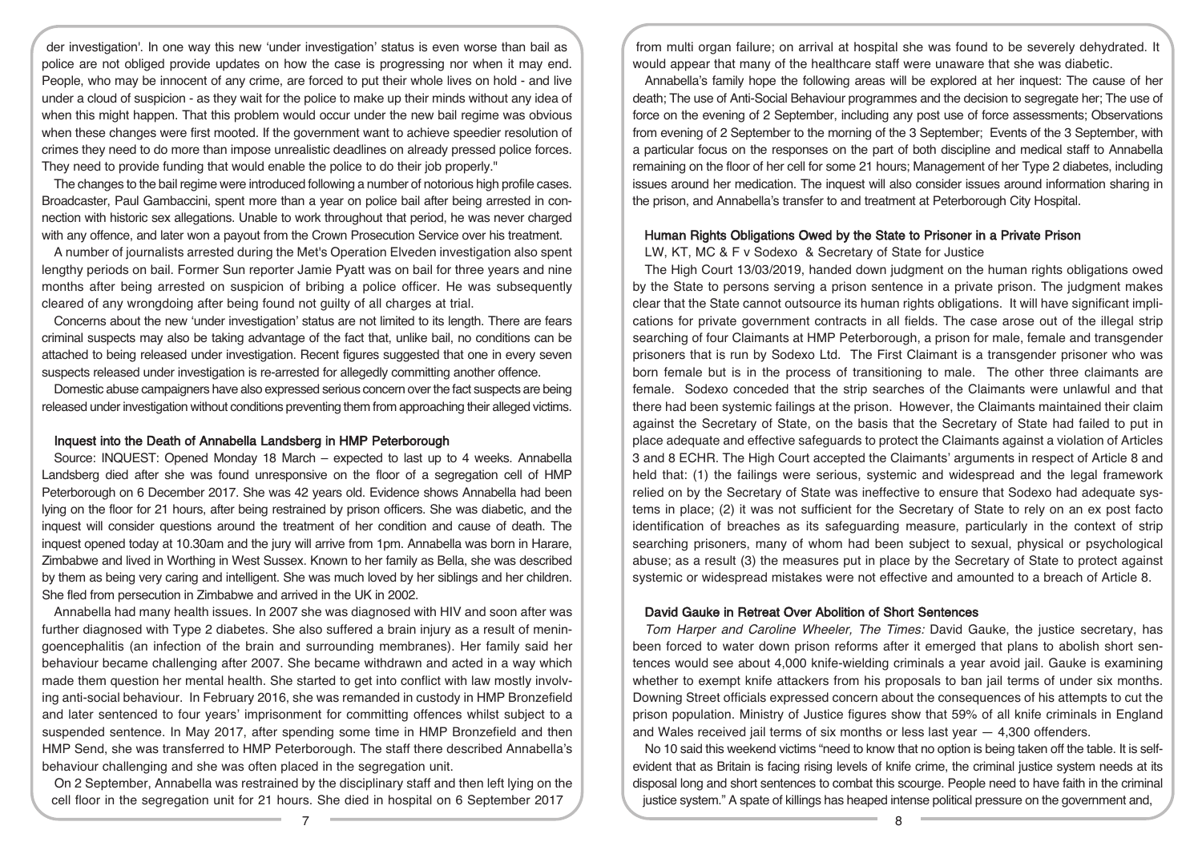der investigation'. In one way this new 'under investigation' status is even worse than bail as police are not obliged provide updates on how the case is progressing nor when it may end. People, who may be innocent of any crime, are forced to put their whole lives on hold - and live under a cloud of suspicion - as they wait for the police to make up their minds without any idea of when this might happen. That this problem would occur under the new bail regime was obvious when these changes were first mooted. If the government want to achieve speedier resolution of crimes they need to do more than impose unrealistic deadlines on already pressed police forces. They need to provide funding that would enable the police to do their job properly."

The changes to the bail regime were introduced following a number of notorious high profile cases. Broadcaster, Paul Gambaccini, spent more than a year on police bail after being arrested in connection with historic sex allegations. Unable to work throughout that period, he was never charged with any offence, and later won a payout from the Crown Prosecution Service over his treatment.

A number of journalists arrested during the Met's Operation Elveden investigation also spent lengthy periods on bail. Former Sun reporter Jamie Pyatt was on bail for three years and nine months after being arrested on suspicion of bribing a police officer. He was subsequently cleared of any wrongdoing after being found not guilty of all charges at trial.

Concerns about the new 'under investigation' status are not limited to its length. There are fears criminal suspects may also be taking advantage of the fact that, unlike bail, no conditions can be attached to being released under investigation. Recent figures suggested that one in every seven suspects released under investigation is re-arrested for allegedly committing another offence.

Domestic abuse campaigners have also expressed serious concern over the fact suspects are being released under investigation without conditions preventing them from approaching their alleged victims.

### Inquest into the Death of Annabella Landsberg in HMP Peterborough

Source: INQUEST: Opened Monday 18 March – expected to last up to 4 weeks. Annabella Landsberg died after she was found unresponsive on the floor of a segregation cell of HMP Peterborough on 6 December 2017. She was 42 years old. Evidence shows Annabella had been lying on the floor for 21 hours, after being restrained by prison officers. She was diabetic, and the inquest will consider questions around the treatment of her condition and cause of death. The inquest opened today at 10.30am and the jury will arrive from 1pm. Annabella was born in Harare, Zimbabwe and lived in Worthing in West Sussex. Known to her family as Bella, she was described by them as being very caring and intelligent. She was much loved by her siblings and her children. She fled from persecution in Zimbabwe and arrived in the UK in 2002.

Annabella had many health issues. In 2007 she was diagnosed with HIV and soon after was further diagnosed with Type 2 diabetes. She also suffered a brain injury as a result of meningoencephalitis (an infection of the brain and surrounding membranes). Her family said her behaviour became challenging after 2007. She became withdrawn and acted in a way which made them question her mental health. She started to get into conflict with law mostly involving anti-social behaviour. In February 2016, she was remanded in custody in HMP Bronzefield and later sentenced to four years' imprisonment for committing offences whilst subject to a suspended sentence. In May 2017, after spending some time in HMP Bronzefield and then HMP Send, she was transferred to HMP Peterborough. The staff there described Annabella's behaviour challenging and she was often placed in the segregation unit.

On 2 September, Annabella was restrained by the disciplinary staff and then left lying on the cell floor in the segregation unit for 21 hours. She died in hospital on 6 September 2017 from multi organ failure; on arrival at hospital she was found to be severely dehydrated. It would appear that many of the healthcare staff were unaware that she was diabetic.

Annabella's family hope the following areas will be explored at her inquest: The cause of her death; The use of Anti-Social Behaviour programmes and the decision to segregate her; The use of force on the evening of 2 September, including any post use of force assessments; Observations from evening of 2 September to the morning of the 3 September; Events of the 3 September, with a particular focus on the responses on the part of both discipline and medical staff to Annabella remaining on the floor of her cell for some 21 hours; Management of her Type 2 diabetes, including issues around her medication. The inquest will also consider issues around information sharing in the prison, and Annabella's transfer to and treatment at Peterborough City Hospital.

### Human Rights Obligations Owed by the State to Prisoner in a Private Prison

LW, KT, MC & F v Sodexo & Secretary of State for Justice

The High Court 13/03/2019, handed down judgment on the human rights obligations owed by the State to persons serving a prison sentence in a private prison. The judgment makes clear that the State cannot outsource its human rights obligations. It will have significant implications for private government contracts in all fields. The case arose out of the illegal strip searching of four Claimants at HMP Peterborough, a prison for male, female and transgender prisoners that is run by Sodexo Ltd. The First Claimant is a transgender prisoner who was born female but is in the process of transitioning to male. The other three claimants are female. Sodexo conceded that the strip searches of the Claimants were unlawful and that there had been systemic failings at the prison. However, the Claimants maintained their claim against the Secretary of State, on the basis that the Secretary of State had failed to put in place adequate and effective safeguards to protect the Claimants against a violation of Articles 3 and 8 ECHR. The High Court accepted the Claimants' arguments in respect of Article 8 and held that: (1) the failings were serious, systemic and widespread and the legal framework relied on by the Secretary of State was ineffective to ensure that Sodexo had adequate systems in place; (2) it was not sufficient for the Secretary of State to rely on an ex post facto identification of breaches as its safeguarding measure, particularly in the context of strip searching prisoners, many of whom had been subject to sexual, physical or psychological abuse; as a result (3) the measures put in place by the Secretary of State to protect against systemic or widespread mistakes were not effective and amounted to a breach of Article 8.

### David Gauke in Retreat Over Abolition of Short Sentences

*Tom Harper and Caroline Wheeler, The Times:* David Gauke, the justice secretary, has been forced to water down prison reforms after it emerged that plans to abolish short sentences would see about 4,000 knife-wielding criminals a year avoid jail. Gauke is examining whether to exempt knife attackers from his proposals to ban jail terms of under six months. Downing Street officials expressed concern about the consequences of his attempts to cut the prison population. Ministry of Justice figures show that 59% of all knife criminals in England and Wales received jail terms of six months or less last year — 4,300 offenders.

No 10 said this weekend victims "need to know that no option is being taken off the table. It is self-evident that as Britain is facing rising levels of knife crime, the criminal justice system needs at its disposal long and short sentences to combat this scourge. People need to have faith in the criminal justice system." A spate of killings has heaped intense political pressure on the government and,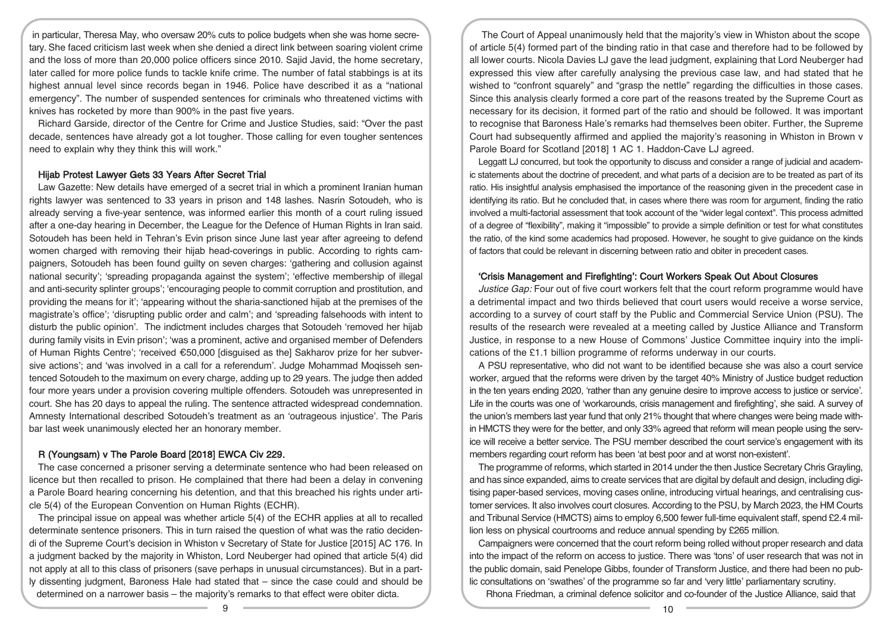in particular, Theresa May, who oversaw 20% cuts to police budgets when she was home secretary. She faced criticism last week when she denied a direct link between soaring violent crime and the loss of more than 20,000 police officers since 2010. Sajid Javid, the home secretary, later called for more police funds to tackle knife crime. The number of fatal stabbings is at its highest annual level since records began in 1946. Police have described it as a "national emergency". The number of suspended sentences for criminals who threatened victims with knives has rocketed by more than 900% in the past five years.

Richard Garside, director of the Centre for Crime and Justice Studies, said: "Over the past decade, sentences have already got a lot tougher. Those calling for even tougher sentences need to explain why they think this will work."

### Hijab Protest Lawyer Gets 33 Years After Secret Trial

Law Gazette: New details have emerged of a secret trial in which a prominent Iranian human rights lawyer was sentenced to 33 years in prison and 148 lashes. Nasrin Sotoudeh, who is already serving a five-year sentence, was informed earlier this month of a court ruling issued after a one-day hearing in December, the League for the Defence of Human Rights in Iran said. Sotoudeh has been held in Tehran's Evin prison since June last year after agreeing to defend women charged with removing their hijab head-coverings in public. According to rights campaigners, Sotoudeh has been found guilty on seven charges: 'gathering and collusion against national security'; 'spreading propaganda against the system'; 'effective membership of illegal and anti-security splinter groups'; 'encouraging people to commit corruption and prostitution, and providing the means for it'; 'appearing without the sharia-sanctioned hijab at the premises of the magistrate's office'; 'disrupting public order and calm'; and 'spreading falsehoods with intent to disturb the public opinion'. The indictment includes charges that Sotoudeh 'removed her hijab during family visits in Evin prison'; 'was a prominent, active and organised member of Defenders of Human Rights Centre'; 'received €50,000 [disguised as the] Sakharov prize for her subversive actions'; and 'was involved in a call for a referendum'. Judge Mohammad Moqisseh sentenced Sotoudeh to the maximum on every charge, adding up to 29 years. The judge then added four more years under a provision covering multiple offenders. Sotoudeh was unrepresented in court. She has 20 days to appeal the ruling. The sentence attracted widespread condemnation. Amnesty International described Sotoudeh's treatment as an 'outrageous injustice'. The Paris bar last week unanimously elected her an honorary member.

### R (Youngsam) v The Parole Board [2018] EWCA Civ 229.

The case concerned a prisoner serving a determinate sentence who had been released on licence but then recalled to prison. He complained that there had been a delay in convening a Parole Board hearing concerning his detention, and that this breached his rights under article 5(4) of the European Convention on Human Rights (ECHR).

The principal issue on appeal was whether article 5(4) of the ECHR applies at all to recalled determinate sentence prisoners. This in turn raised the question of what was the ratio decidendi of the Supreme Court's decision in Whiston v Secretary of State for Justice [2015] AC 176. In a judgment backed by the majority in Whiston, Lord Neuberger had opined that article 5(4) did not apply at all to this class of prisoners (save perhaps in unusual circumstances). But in a partly dissenting judgment, Baroness Hale had stated that – since the case could and should be determined on a narrower basis – the majority's remarks to that effect were obiter dicta.

The Court of Appeal unanimously held that the majority's view in Whiston about the scope of article 5(4) formed part of the binding ratio in that case and therefore had to be followed by all lower courts. Nicola Davies LJ gave the lead judgment, explaining that Lord Neuberger had expressed this view after carefully analysing the previous case law, and had stated that he wished to "confront squarely" and "grasp the nettle" regarding the difficulties in those cases. Since this analysis clearly formed a core part of the reasons treated by the Supreme Court as necessary for its decision, it formed part of the ratio and should be followed. It was important to recognise that Baroness Hale's remarks had themselves been obiter. Further, the Supreme Court had subsequently affirmed and applied the majority's reasoning in Whiston in Brown v Parole Board for Scotland [2018] 1 AC 1. Haddon-Cave LJ agreed.

Leggatt LJ concurred, but took the opportunity to discuss and consider a range of judicial and academic statements about the doctrine of precedent, and what parts of a decision are to be treated as part of its ratio. His insightful analysis emphasised the importance of the reasoning given in the precedent case in identifying its ratio. But he concluded that, in cases where there was room for argument, finding the ratio involved a multi-factorial assessment that took account of the "wider legal context". This process admitted of a degree of "flexibility", making it "impossible" to provide a simple definition or test for what constitutes the ratio, of the kind some academics had proposed. However, he sought to give guidance on the kinds of factors that could be relevant in discerning between ratio and obiter in precedent cases.

### 'Crisis Management and Firefighting': Court Workers Speak Out About Closures

*Justice Gap:* Four out of five court workers felt that the court reform programme would have a detrimental impact and two thirds believed that court users would receive a worse service, according to a survey of court staff by the Public and Commercial Service Union (PSU). The results of the research were revealed at a meeting called by Justice Alliance and Transform Justice, in response to a new House of Commons' Justice Committee inquiry into the implications of the £1.1 billion programme of reforms underway in our courts.

A PSU representative, who did not want to be identified because she was also a court service worker, argued that the reforms were driven by the target 40% Ministry of Justice budget reduction in the ten years ending 2020, 'rather than any genuine desire to improve access to justice or service'. Life in the courts was one of 'workarounds, crisis management and firefighting', she said. A survey of the union's members last year fund that only 21% thought that where changes were being made within HMCTS they were for the better, and only 33% agreed that reform will mean people using the service will receive a better service. The PSU member described the court service's engagement with its members regarding court reform has been 'at best poor and at worst non-existent'.

The programme of reforms, which started in 2014 under the then Justice Secretary Chris Grayling, and has since expanded, aims to create services that are digital by default and design, including digitising paper-based services, moving cases online, introducing virtual hearings, and centralising customer services. It also involves court closures. According to the PSU, by March 2023, the HM Courts and Tribunal Service (HMCTS) aims to employ 6,500 fewer full-time equivalent staff, spend £2.4 million less on physical courtrooms and reduce annual spending by £265 million.

Campaigners were concerned that the court reform being rolled without proper research and data into the impact of the reform on access to justice. There was 'tons' of user research that was not in the public domain, said Penelope Gibbs, founder of Transform Justice, and there had been no public consultations on 'swathes' of the programme so far and 'very little' parliamentary scrutiny.

Rhona Friedman, a criminal defence solicitor and co-founder of the Justice Alliance, said that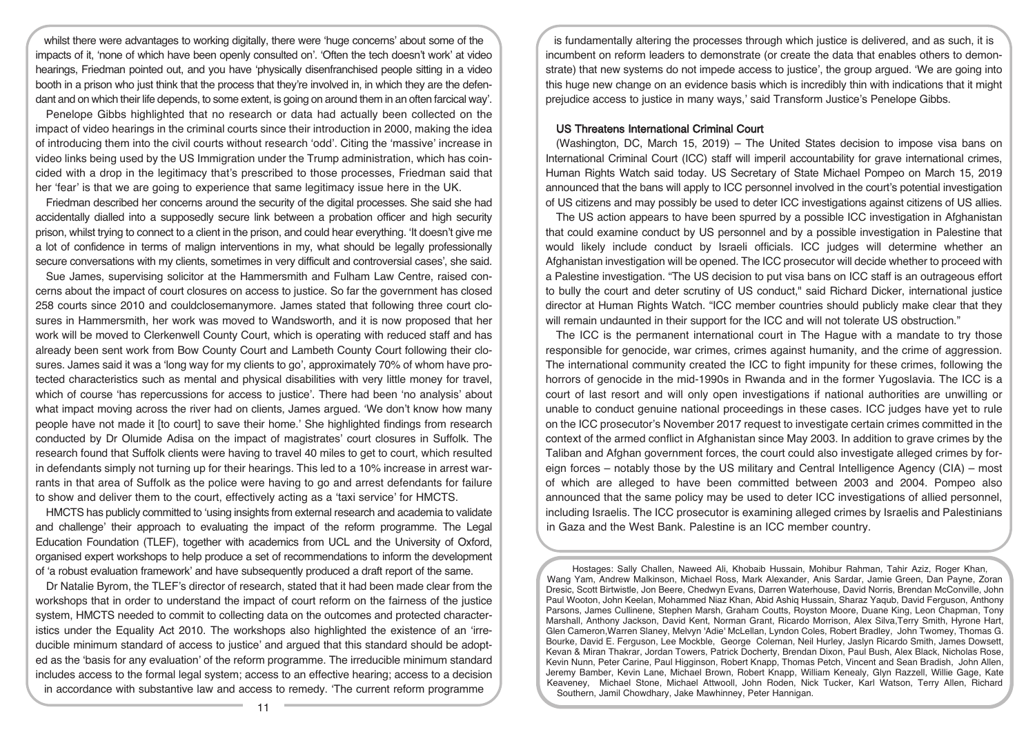whilst there were advantages to working digitally, there were 'huge concerns' about some of the impacts of it, 'none of which have been openly consulted on'. 'Often the tech doesn't work' at video hearings, Friedman pointed out, and you have 'physically disenfranchised people sitting in a video booth in a prison who just think that the process that they're involved in, in which they are the defendant and on which their life depends, to some extent, is going on around them in an often farcical way'.

Penelope Gibbs highlighted that no research or data had actually been collected on the impact of video hearings in the criminal courts since their introduction in 2000, making the idea of introducing them into the civil courts without research 'odd'. Citing the 'massive' increase in video links being used by the US Immigration under the Trump administration, which has coincided with a drop in the legitimacy that's prescribed to those processes, Friedman said that her 'fear' is that we are going to experience that same legitimacy issue here in the UK.

Friedman described her concerns around the security of the digital processes. She said she had accidentally dialled into a supposedly secure link between a probation officer and high security prison, whilst trying to connect to a client in the prison, and could hear everything. 'It doesn't give me a lot of confidence in terms of malign interventions in my, what should be legally professionally secure conversations with my clients, sometimes in very difficult and controversial cases', she said.

Sue James, supervising solicitor at the Hammersmith and Fulham Law Centre, raised concerns about the impact of court closures on access to justice. So far the government has closed 258 courts since 2010 and couldclosemanymore. James stated that following three court closures in Hammersmith, her work was moved to Wandsworth, and it is now proposed that her work will be moved to Clerkenwell County Court, which is operating with reduced staff and has already been sent work from Bow County Court and Lambeth County Court following their closures. James said it was a 'long way for my clients to go', approximately 70% of whom have protected characteristics such as mental and physical disabilities with very little money for travel, which of course 'has repercussions for access to justice'. There had been 'no analysis' about what impact moving across the river had on clients, James argued. 'We don't know how many people have not made it [to court] to save their home.' She highlighted findings from research conducted by Dr Olumide Adisa on the impact of magistrates' court closures in Suffolk. The research found that Suffolk clients were having to travel 40 miles to get to court, which resulted in defendants simply not turning up for their hearings. This led to a 10% increase in arrest warrants in that area of Suffolk as the police were having to go and arrest defendants for failure to show and deliver them to the court, effectively acting as a 'taxi service' for HMCTS.

HMCTS has publicly committed to 'using insights from external research and academia to validate and challenge' their approach to evaluating the impact of the reform programme. The Legal Education Foundation (TLEF), together with academics from UCL and the University of Oxford, organised expert workshops to help produce a set of recommendations to inform the development of 'a robust evaluation framework' and have subsequently produced a draft report of the same.

Dr Natalie Byrom, the TLEF's director of research, stated that it had been made clear from the workshops that in order to understand the impact of court reform on the fairness of the justice system, HMCTS needed to commit to collecting data on the outcomes and protected characteristics under the Equality Act 2010. The workshops also highlighted the existence of an 'irreducible minimum standard of access to justice' and argued that this standard should be adopted as the 'basis for any evaluation' of the reform programme. The irreducible minimum standard includes access to the formal legal system; access to an effective hearing; access to a decision in accordance with substantive law and access to remedy. 'The current reform programme is fundamentally altering the processes through which justice is delivered, and as such, it is incumbent on reform leaders to demonstrate (or create the data that enables others to demonstrate) that new systems do not impede access to justice', the group argued. 'We are going into this huge new change on an evidence basis which is incredibly thin with indications that it might prejudice access to justice in many ways,' said Transform Justice's Penelope Gibbs.

## US Threatens International Criminal Court

(Washington, DC, March 15, 2019) – The United States decision to impose visa bans on International Criminal Court (ICC) staff will imperil accountability for grave international crimes, Human Rights Watch said today. US Secretary of State Michael Pompeo on March 15, 2019 announced that the bans will apply to ICC personnel involved in the court's potential investigation of US citizens and may possibly be used to deter ICC investigations against citizens of US allies.

The US action appears to have been spurred by a possible ICC investigation in Afghanistan that could examine conduct by US personnel and by a possible investigation in Palestine that would likely include conduct by Israeli officials. ICC judges will determine whether an Afghanistan investigation will be opened. The ICC prosecutor will decide whether to proceed with a Palestine investigation. "The US decision to put visa bans on ICC staff is an outrageous effort to bully the court and deter scrutiny of US conduct," said Richard Dicker, international justice director at Human Rights Watch. "ICC member countries should publicly make clear that they will remain undaunted in their support for the ICC and will not tolerate US obstruction."

The ICC is the permanent international court in The Hague with a mandate to try those responsible for genocide, war crimes, crimes against humanity, and the crime of aggression. The international community created the ICC to fight impunity for these crimes, following the horrors of genocide in the mid-1990s in Rwanda and in the former Yugoslavia. The ICC is a court of last resort and will only open investigations if national authorities are unwilling or unable to conduct genuine national proceedings in these cases. ICC judges have yet to rule on the ICC prosecutor's November 2017 request to investigate certain crimes committed in the context of the armed conflict in Afghanistan since May 2003. In addition to grave crimes by the Taliban and Afghan government forces, the court could also investigate alleged crimes by foreign forces – notably those by the US military and Central Intelligence Agency (CIA) – most of which are alleged to have been committed between 2003 and 2004. Pompeo also announced that the same policy may be used to deter ICC investigations of allied personnel, including Israelis. The ICC prosecutor is examining alleged crimes by Israelis and Palestinians in Gaza and the West Bank. Palestine is an ICC member country.

Hostages: Sally Challen, Naweed Ali, Khobaib Hussain, Mohibur Rahman, Tahir Aziz, Roger Khan, Wang Yam, Andrew Malkinson, Michael Ross, Mark Alexander, Anis Sardar, Jamie Green, Dan Payne, Zoran Dresic, Scott Birtwistle, Jon Beere, Chedwyn Evans, Darren Waterhouse, David Norris, Brendan McConville, John Paul Wooton, John Keelan, Mohammed Niaz Khan, Abid Ashiq Hussain, Sharaz Yaqub, David Ferguson, Anthony Parsons, James Cullinene, Stephen Marsh, Graham Coutts, Royston Moore, Duane King, Leon Chapman, Tony Marshall, Anthony Jackson, David Kent, Norman Grant, Ricardo Morrison, Alex Silva,Terry Smith, Hyrone Hart, Glen Cameron,Warren Slaney, Melvyn 'Adie' McLellan, Lyndon Coles, Robert Bradley, John Twomey, Thomas G. Bourke, David E. Ferguson, Lee Mockble, George Coleman, Neil Hurley, Jaslyn Ricardo Smith, James Dowsett, Kevan & Miran Thakrar, Jordan Towers, Patrick Docherty, Brendan Dixon, Paul Bush, Alex Black, Nicholas Rose, Kevin Nunn, Peter Carine, Paul Higginson, Robert Knapp, Thomas Petch, Vincent and Sean Bradish, John Allen, Jeremy Bamber, Kevin Lane, Michael Brown, Robert Knapp, William Kenealy, Glyn Razzell, Willie Gage, Kate Keaveney, Michael Stone, Michael Attwooll, John Roden, Nick Tucker, Karl Watson, Terry Allen, Richard Southern, Jamil Chowdhary, Jake Mawhinney, Peter Hannigan.